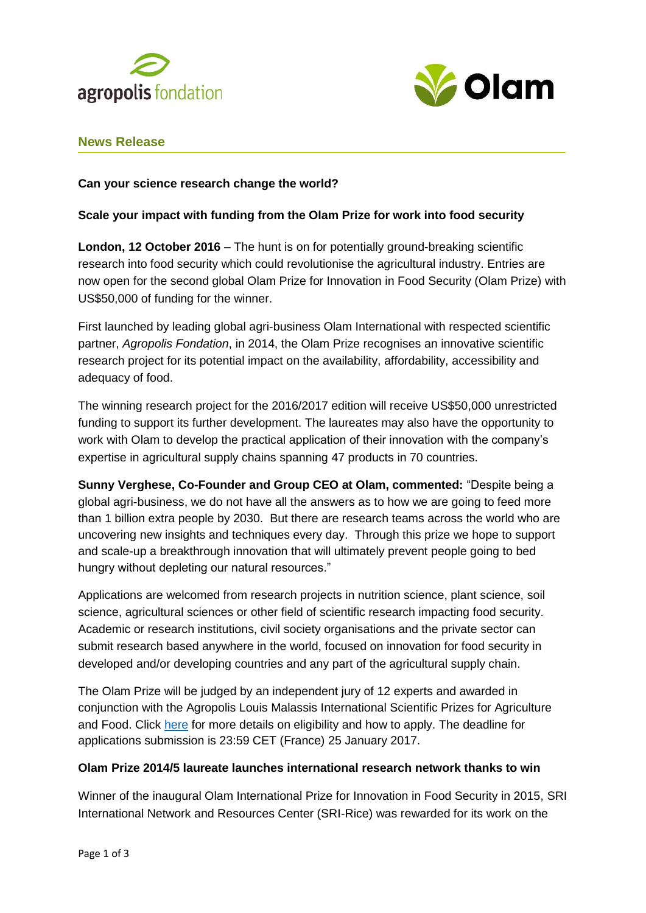**News Release**

**Can your science research change the world?**

**Scale your impact with funding from the Olam Prize for work into food security**

**London, 12 October 2016** – The hunt is on for potentially ground-breaking scientific research into food security which could revolutionise the agricultural industry. Entries are now open for the second global Olam Prize for Innovation in Food Security (Olam Prize) with US$50,000 of funding for the winner.

First launched by leading global agri-business Olam International with respected scientific partner, *Agropolis Fondation*, in 2014, the Olam Prize recognises an innovative scientific research project for its potential impact on the availability, affordability, accessibility and adequacy of food.

The winning research project for the 2016/2017 edition will receive US$50,000 unrestricted funding to support its further development. The laureates may also have the opportunity to work with Olam to develop the practical application of their innovation with the company's expertise in agricultural supply chains spanning 47 products in 70 countries.

**Sunny Verghese, Co-Founder and Group CEO at Olam, commented:** "Despite being a global agri-business, we do not have all the answers as to how we are going to feed more than 1 billion extra people by 2030. But there are research teams across the world who are uncovering new insights and techniques every day. Through this prize we hope to support and scale-up a breakthrough innovation that will ultimately prevent people going to bed hungry without depleting our natural resources."

Applications are welcomed from research projects in nutrition science, plant science, soil science, agricultural sciences or other field of scientific research impacting food security. Academic or research institutions, civil society organisations and the private sector can submit research based anywhere in the world, focused on innovation for food security in developed and/or developing countries and any part of the agricultural supply chain.

The Olam Prize will be judged by an independent jury of 12 experts and awarded in conjunction with the Agropolis Louis Malassis International Scientific Prizes for Agriculture and Food. Click here for more details on eligibility and how to apply. The deadline for applications submission is 23:59 CET (France) 25 January 2017.

**Olam Prize 2014/5 laureate launches international research network thanks to win**

Winner of the inaugural Olam International Prize for Innovation in Food Security in 2015, SRI International Network and Resources Center (SRI-Rice) was rewarded for its work on the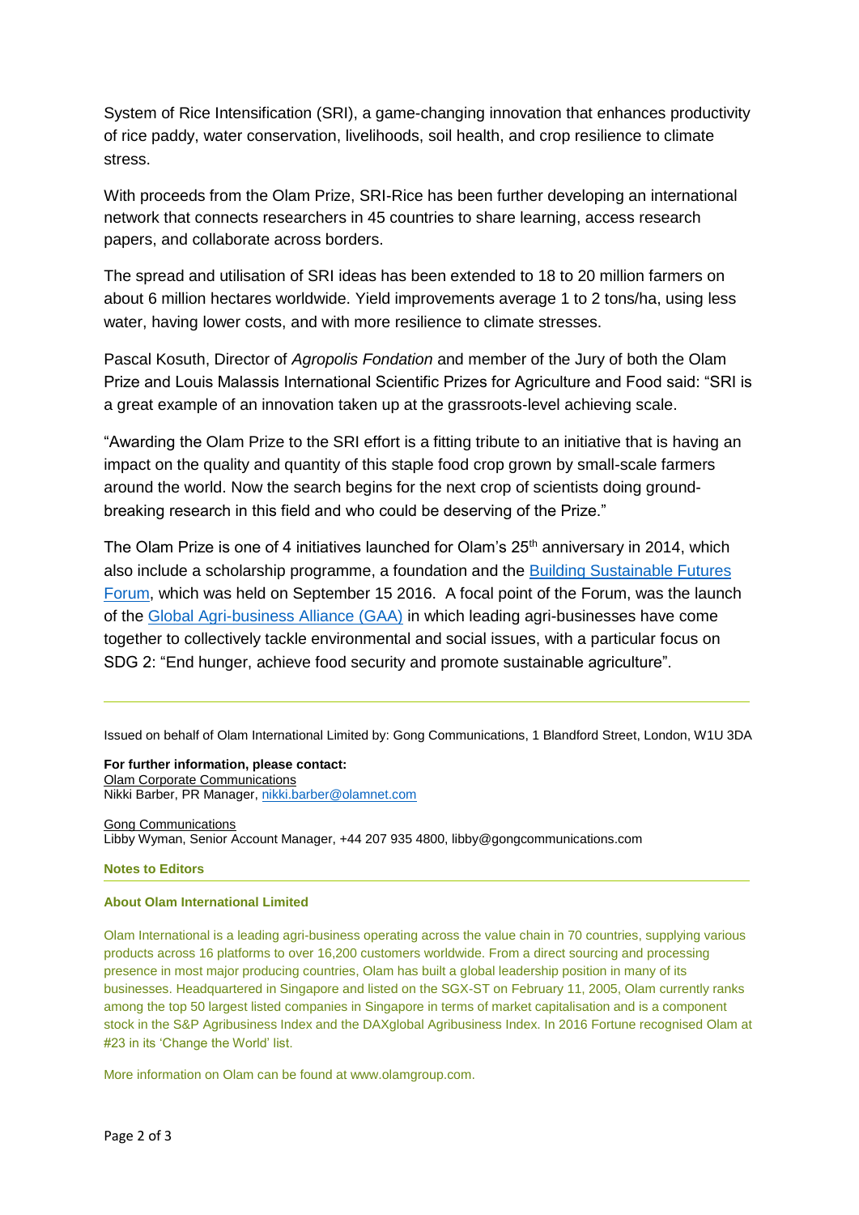System of Rice Intensification (SRI), a game-changing innovation that enhances productivity of rice paddy, water conservation, livelihoods, soil health, and crop resilience to climate stress.

With proceeds from the Olam Prize, SRI-Rice has been further developing an international network that connects researchers in 45 countries to share learning, access research papers, and collaborate across borders.

The spread and utilisation of SRI ideas has been extended to 18 to 20 million farmers on about 6 million hectares worldwide. Yield improvements average 1 to 2 tons/ha, using less water, having lower costs, and with more resilience to climate stresses.

Pascal Kosuth, Director of *Agropolis Fondation* and member of the Jury of both the Olam Prize and Louis Malassis International Scientific Prizes for Agriculture and Food said: "SRI is a great example of an innovation taken up at the grassroots-level achieving scale.

"Awarding the Olam Prize to the SRI effort is a fitting tribute to an initiative that is having an impact on the quality and quantity of this staple food crop grown by small-scale farmers around the world. Now the search begins for the next crop of scientists doing ground-breaking research in this field and who could be deserving of the Prize."

The Olam Prize is one of 4 initiatives launched for Olam's 25th anniversary in 2014, which also include a scholarship programme, a foundation and the Building Sustainable Futures Forum, which was held on September 15 2016. A focal point of the Forum, was the launch of the Global Agri-business Alliance (GAA) in which leading agri-businesses have come together to collectively tackle environmental and social issues, with a particular focus on SDG 2: "End hunger, achieve food security and promote sustainable agriculture".

---

Issued on behalf of Olam International Limited by: Gong Communications, 1 Blandford Street, London, W1U 3DA

**For further information, please contact:**
Olam Corporate Communications
Nikki Barber, PR Manager, nikki.barber@olamnet.com

Gong Communications
Libby Wyman, Senior Account Manager, +44 207 935 4800, libby@gongcommunications.com

**Notes to Editors**

**About Olam International Limited**

Olam International is a leading agri-business operating across the value chain in 70 countries, supplying various products across 16 platforms to over 16,200 customers worldwide. From a direct sourcing and processing presence in most major producing countries, Olam has built a global leadership position in many of its businesses. Headquartered in Singapore and listed on the SGX-ST on February 11, 2005, Olam currently ranks among the top 50 largest listed companies in Singapore in terms of market capitalisation and is a component stock in the S&P Agribusiness Index and the DAXglobal Agribusiness Index. In 2016 Fortune recognised Olam at #23 in its 'Change the World' list.

More information on Olam can be found at www.olamgroup.com.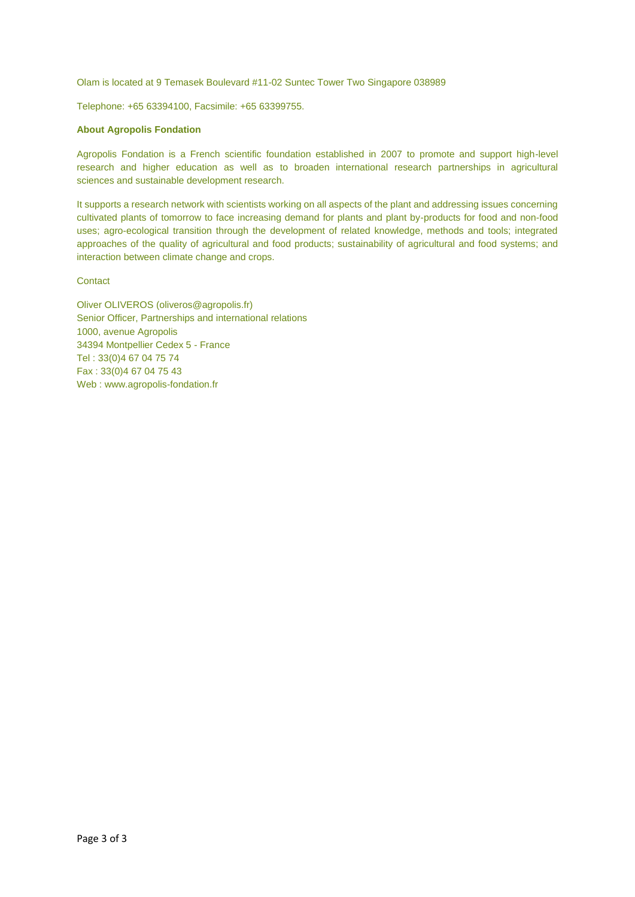Olam is located at 9 Temasek Boulevard #11-02 Suntec Tower Two Singapore 038989

Telephone: +65 63394100, Facsimile: +65 63399755.

**About Agropolis Fondation**

Agropolis Fondation is a French scientific foundation established in 2007 to promote and support high-level research and higher education as well as to broaden international research partnerships in agricultural sciences and sustainable development research.

It supports a research network with scientists working on all aspects of the plant and addressing issues concerning cultivated plants of tomorrow to face increasing demand for plants and plant by-products for food and non-food uses; agro-ecological transition through the development of related knowledge, methods and tools; integrated approaches of the quality of agricultural and food products; sustainability of agricultural and food systems; and interaction between climate change and crops.

Contact

Oliver OLIVEROS (oliveros@agropolis.fr)
Senior Officer, Partnerships and international relations
1000, avenue Agropolis
34394 Montpellier Cedex 5 - France
Tel : 33(0)4 67 04 75 74
Fax : 33(0)4 67 04 75 43
Web : www.agropolis-fondation.fr